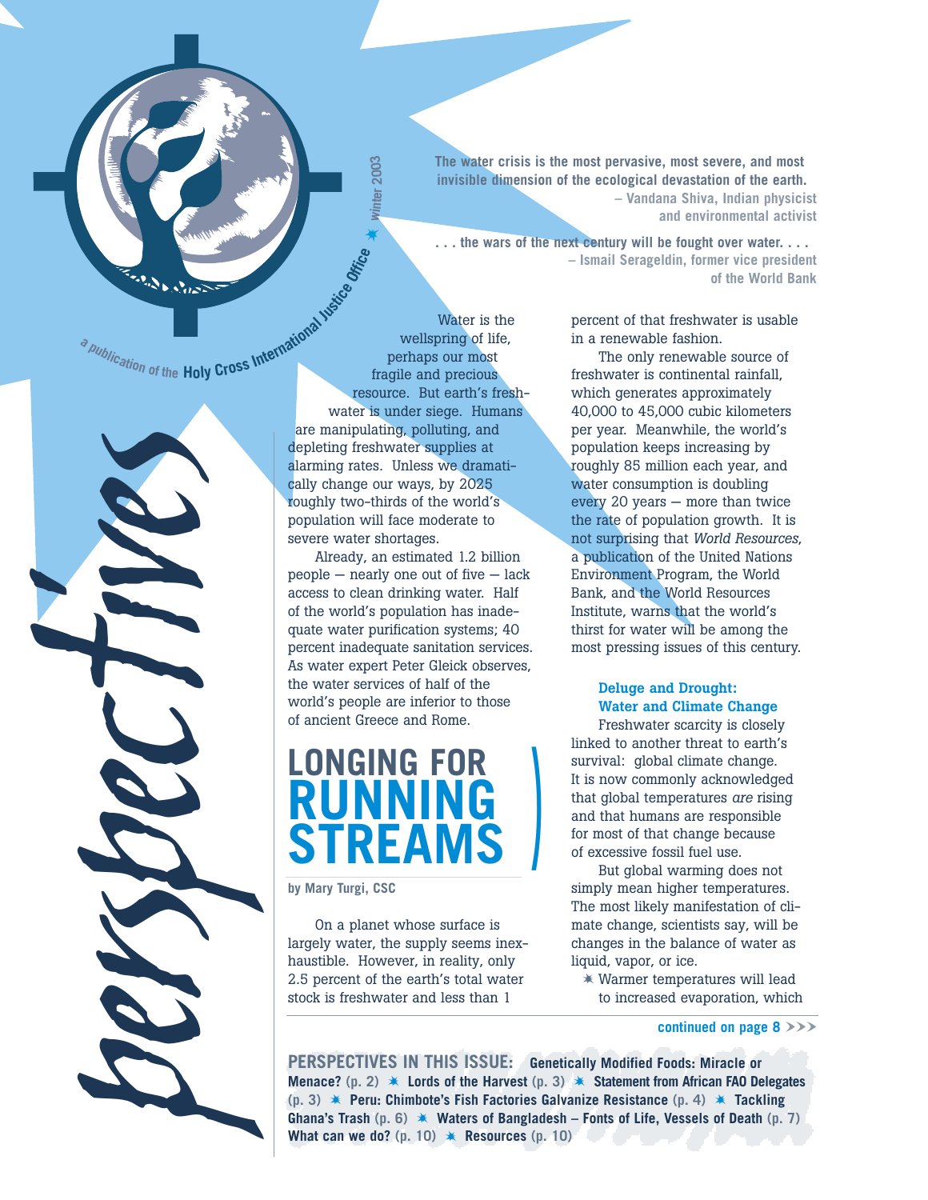# perspectives

a publication of the Holy Cross International Justice Office ✶ winter 2003

> The water crisis is the most pervasive, most severe, and most invisible dimension of the ecological devastation of the earth.
> – Vandana Shiva, Indian physicist and environmental activist

> . . . the wars of the next century will be fought over water. . . .
> – Ismail Serageldin, former vice president of the World Bank

Water is the wellspring of life, perhaps our most fragile and precious resource. But earth's freshwater is under siege. Humans are manipulating, polluting, and depleting freshwater supplies at alarming rates. Unless we dramatically change our ways, by 2025 roughly two-thirds of the world's population will face moderate to severe water shortages.

Already, an estimated 1.2 billion people — nearly one out of five — lack access to clean drinking water. Half of the world's population has inadequate water purification systems; 40 percent inadequate sanitation services. As water expert Peter Gleick observes, the water services of half of the world's people are inferior to those of ancient Greece and Rome.

## LONGING FOR RUNNING STREAMS

by Mary Turgi, CSC

On a planet whose surface is largely water, the supply seems inexhaustible. However, in reality, only 2.5 percent of the earth's total water stock is freshwater and less than 1 percent of that freshwater is usable in a renewable fashion.

The only renewable source of freshwater is continental rainfall, which generates approximately 40,000 to 45,000 cubic kilometers per year. Meanwhile, the world's population keeps increasing by roughly 85 million each year, and water consumption is doubling every 20 years — more than twice the rate of population growth. It is not surprising that *World Resources*, a publication of the United Nations Environment Program, the World Bank, and the World Resources Institute, warns that the world's thirst for water will be among the most pressing issues of this century.

### Deluge and Drought: Water and Climate Change

Freshwater scarcity is closely linked to another threat to earth's survival: global climate change. It is now commonly acknowledged that global temperatures *are* rising and that humans are responsible for most of that change because of excessive fossil fuel use.

But global warming does not simply mean higher temperatures. The most likely manifestation of climate change, scientists say, will be changes in the balance of water as liquid, vapor, or ice.

- Warmer temperatures will lead to increased evaporation, which

continued on page 8 >>>

**PERSPECTIVES IN THIS ISSUE:** **Genetically Modified Foods: Miracle or Menace?** (p. 2) ✶ **Lords of the Harvest** (p. 3) ✶ **Statement from African FAO Delegates** (p. 3) ✶ **Peru: Chimbote's Fish Factories Galvanize Resistance** (p. 4) ✶ **Tackling Ghana's Trash** (p. 6) ✶ **Waters of Bangladesh – Fonts of Life, Vessels of Death** (p. 7) **What can we do?** (p. 10) ✶ **Resources** (p. 10)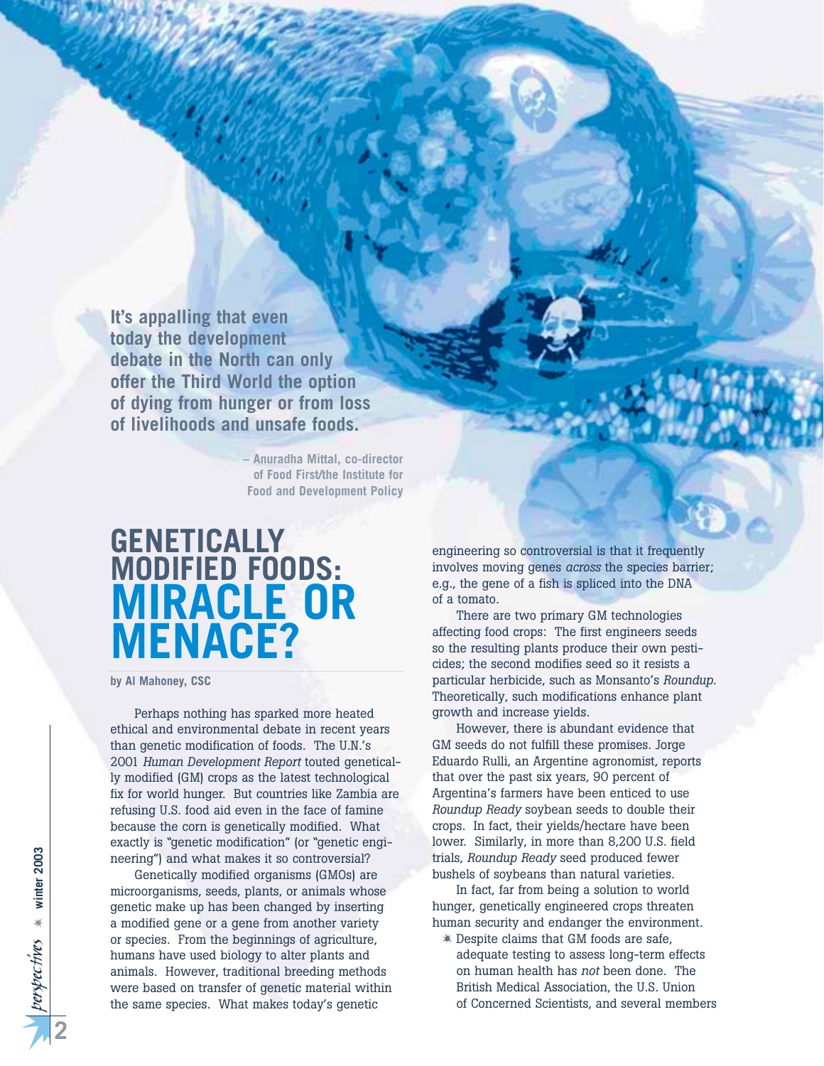> **It's appalling that even today the development debate in the North can only offer the Third World the option of dying from hunger or from loss of livelihoods and unsafe foods.**
>
> – Anuradha Mittal, co-director of Food First/the Institute for Food and Development Policy

# GENETICALLY MODIFIED FOODS: MIRACLE OR MENACE?

**by Al Mahoney, CSC**

Perhaps nothing has sparked more heated ethical and environmental debate in recent years than genetic modification of foods. The U.N.'s 2001 *Human Development Report* touted genetically modified (GM) crops as the latest technological fix for world hunger. But countries like Zambia are refusing U.S. food aid even in the face of famine because the corn is genetically modified. What exactly is "genetic modification" (or "genetic engineering") and what makes it so controversial?

Genetically modified organisms (GMOs) are microorganisms, seeds, plants, or animals whose genetic make up has been changed by inserting a modified gene or a gene from another variety or species. From the beginnings of agriculture, humans have used biology to alter plants and animals. However, traditional breeding methods were based on transfer of genetic material within the same species. What makes today's genetic engineering so controversial is that it frequently involves moving genes *across* the species barrier; e.g., the gene of a fish is spliced into the DNA of a tomato.

There are two primary GM technologies affecting food crops: The first engineers seeds so the resulting plants produce their own pesticides; the second modifies seed so it resists a particular herbicide, such as Monsanto's *Roundup*. Theoretically, such modifications enhance plant growth and increase yields.

However, there is abundant evidence that GM seeds do not fulfill these promises. Jorge Eduardo Rulli, an Argentine agronomist, reports that over the past six years, 90 percent of Argentina's farmers have been enticed to use *Roundup Ready* soybean seeds to double their crops. In fact, their yields/hectare have been lower. Similarly, in more than 8,200 U.S. field trials, *Roundup Ready* seed produced fewer bushels of soybeans than natural varieties.

In fact, far from being a solution to world hunger, genetically engineered crops threaten human security and endanger the environment.

- Despite claims that GM foods are safe, adequate testing to assess long-term effects on human health has *not* been done. The British Medical Association, the U.S. Union of Concerned Scientists, and several members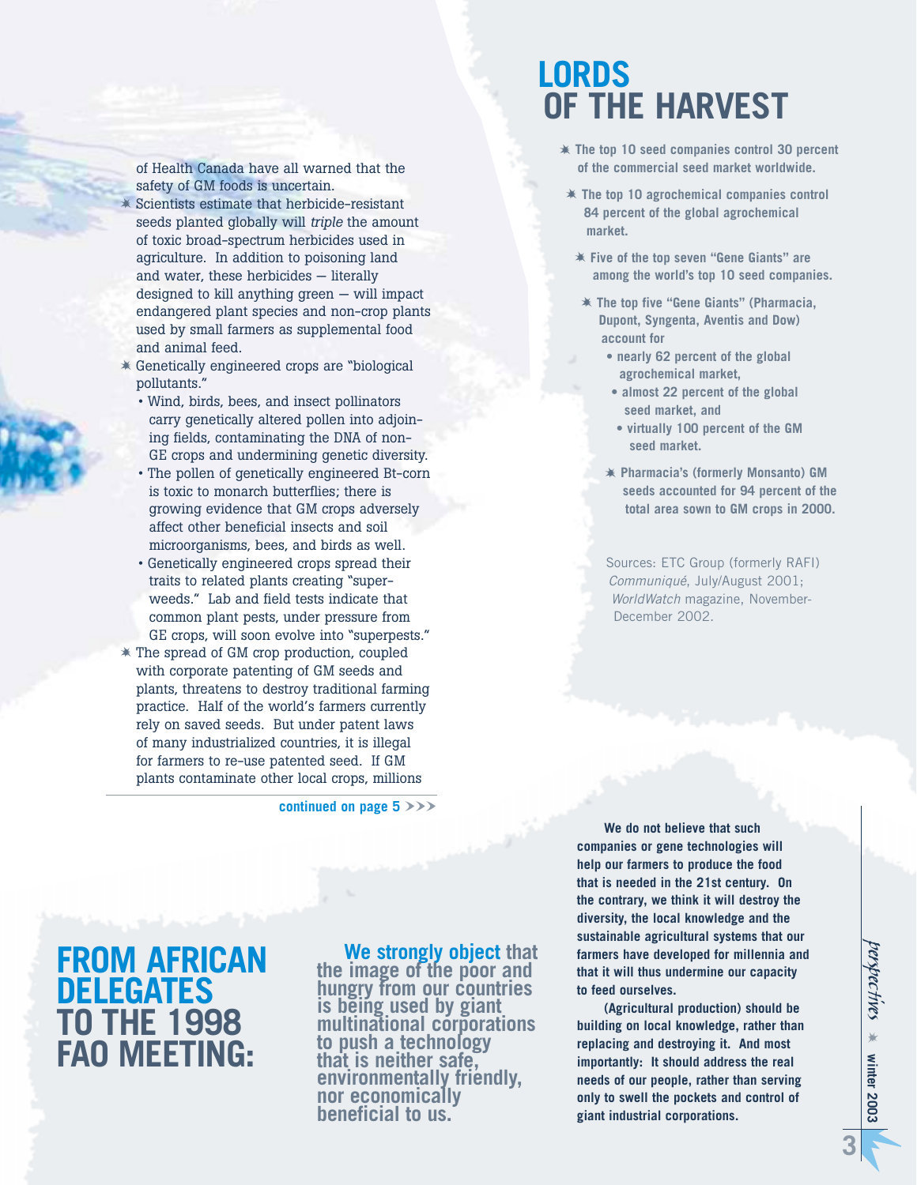of Health Canada have all warned that the safety of GM foods is uncertain.

- Scientists estimate that herbicide-resistant seeds planted globally will *triple* the amount of toxic broad-spectrum herbicides used in agriculture. In addition to poisoning land and water, these herbicides — literally designed to kill anything green — will impact endangered plant species and non-crop plants used by small farmers as supplemental food and animal feed.
- Genetically engineered crops are "biological pollutants."
  - Wind, birds, bees, and insect pollinators carry genetically altered pollen into adjoining fields, contaminating the DNA of non-GE crops and undermining genetic diversity.
  - The pollen of genetically engineered Bt-corn is toxic to monarch butterflies; there is growing evidence that GM crops adversely affect other beneficial insects and soil microorganisms, bees, and birds as well.
  - Genetically engineered crops spread their traits to related plants creating "super-weeds." Lab and field tests indicate that common plant pests, under pressure from GE crops, will soon evolve into "superpests."
- The spread of GM crop production, coupled with corporate patenting of GM seeds and plants, threatens to destroy traditional farming practice. Half of the world's farmers currently rely on saved seeds. But under patent laws of many industrialized countries, it is illegal for farmers to re-use patented seed. If GM plants contaminate other local crops, millions

**continued on page 5 >>>**

# LORDS OF THE HARVEST

- **The top 10 seed companies control 30 percent of the commercial seed market worldwide.**
- **The top 10 agrochemical companies control 84 percent of the global agrochemical market.**
- **Five of the top seven "Gene Giants" are among the world's top 10 seed companies.**
- **The top five "Gene Giants" (Pharmacia, Dupont, Syngenta, Aventis and Dow) account for**
  - **nearly 62 percent of the global agrochemical market,**
  - **almost 22 percent of the global seed market, and**
  - **virtually 100 percent of the GM seed market.**
- **Pharmacia's (formerly Monsanto) GM seeds accounted for 94 percent of the total area sown to GM crops in 2000.**

Sources: ETC Group (formerly RAFI) *Communiqué*, July/August 2001; *WorldWatch* magazine, November-December 2002.

# FROM AFRICAN DELEGATES TO THE 1998 FAO MEETING:

**We strongly object that the image of the poor and hungry from our countries is being used by giant multinational corporations to push a technology that is neither safe, environmentally friendly, nor economically beneficial to us.**

**We do not believe that such companies or gene technologies will help our farmers to produce the food that is needed in the 21st century. On the contrary, we think it will destroy the diversity, the local knowledge and the sustainable agricultural systems that our farmers have developed for millennia and that it will thus undermine our capacity to feed ourselves.**

**(Agricultural production) should be building on local knowledge, rather than replacing and destroying it. And most importantly: It should address the real needs of our people, rather than serving only to swell the pockets and control of giant industrial corporations.**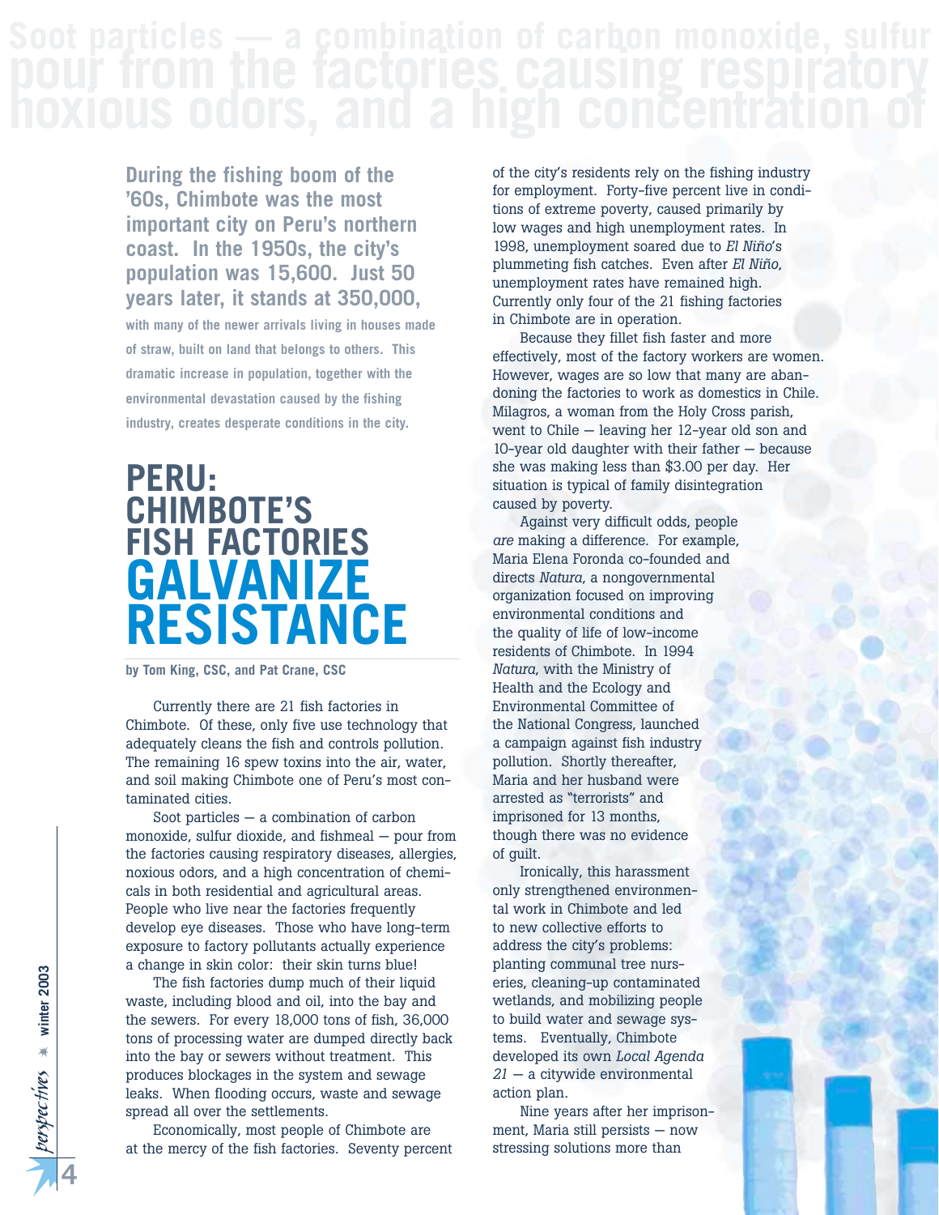During the fishing boom of the '60s, Chimbote was the most important city on Peru's northern coast. In the 1950s, the city's population was 15,600. Just 50 years later, it stands at 350,000, with many of the newer arrivals living in houses made of straw, built on land that belongs to others. This dramatic increase in population, together with the environmental devastation caused by the fishing industry, creates desperate conditions in the city.

# PERU: CHIMBOTE'S FISH FACTORIES GALVANIZE RESISTANCE

by Tom King, CSC, and Pat Crane, CSC

Currently there are 21 fish factories in Chimbote. Of these, only five use technology that adequately cleans the fish and controls pollution. The remaining 16 spew toxins into the air, water, and soil making Chimbote one of Peru's most contaminated cities.

Soot particles — a combination of carbon monoxide, sulfur dioxide, and fishmeal — pour from the factories causing respiratory diseases, allergies, noxious odors, and a high concentration of chemicals in both residential and agricultural areas. People who live near the factories frequently develop eye diseases. Those who have long-term exposure to factory pollutants actually experience a change in skin color: their skin turns blue!

The fish factories dump much of their liquid waste, including blood and oil, into the bay and the sewers. For every 18,000 tons of fish, 36,000 tons of processing water are dumped directly back into the bay or sewers without treatment. This produces blockages in the system and sewage leaks. When flooding occurs, waste and sewage spread all over the settlements.

Economically, most people of Chimbote are at the mercy of the fish factories. Seventy percent of the city's residents rely on the fishing industry for employment. Forty-five percent live in conditions of extreme poverty, caused primarily by low wages and high unemployment rates. In 1998, unemployment soared due to *El Niño*'s plummeting fish catches. Even after *El Niño*, unemployment rates have remained high. Currently only four of the 21 fishing factories in Chimbote are in operation.

Because they fillet fish faster and more effectively, most of the factory workers are women. However, wages are so low that many are abandoning the factories to work as domestics in Chile. Milagros, a woman from the Holy Cross parish, went to Chile — leaving her 12-year old son and 10-year old daughter with their father — because she was making less than $3.00 per day. Her situation is typical of family disintegration caused by poverty.

Against very difficult odds, people *are* making a difference. For example, Maria Elena Foronda co-founded and directs *Natura*, a nongovernmental organization focused on improving environmental conditions and the quality of life of low-income residents of Chimbote. In 1994 *Natura*, with the Ministry of Health and the Ecology and Environmental Committee of the National Congress, launched a campaign against fish industry pollution. Shortly thereafter, Maria and her husband were arrested as "terrorists" and imprisoned for 13 months, though there was no evidence of guilt.

Ironically, this harassment only strengthened environmental work in Chimbote and led to new collective efforts to address the city's problems: planting communal tree nurseries, cleaning-up contaminated wetlands, and mobilizing people to build water and sewage systems. Eventually, Chimbote developed its own *Local Agenda 21* — a citywide environmental action plan.

Nine years after her imprisonment, Maria still persists — now stressing solutions more than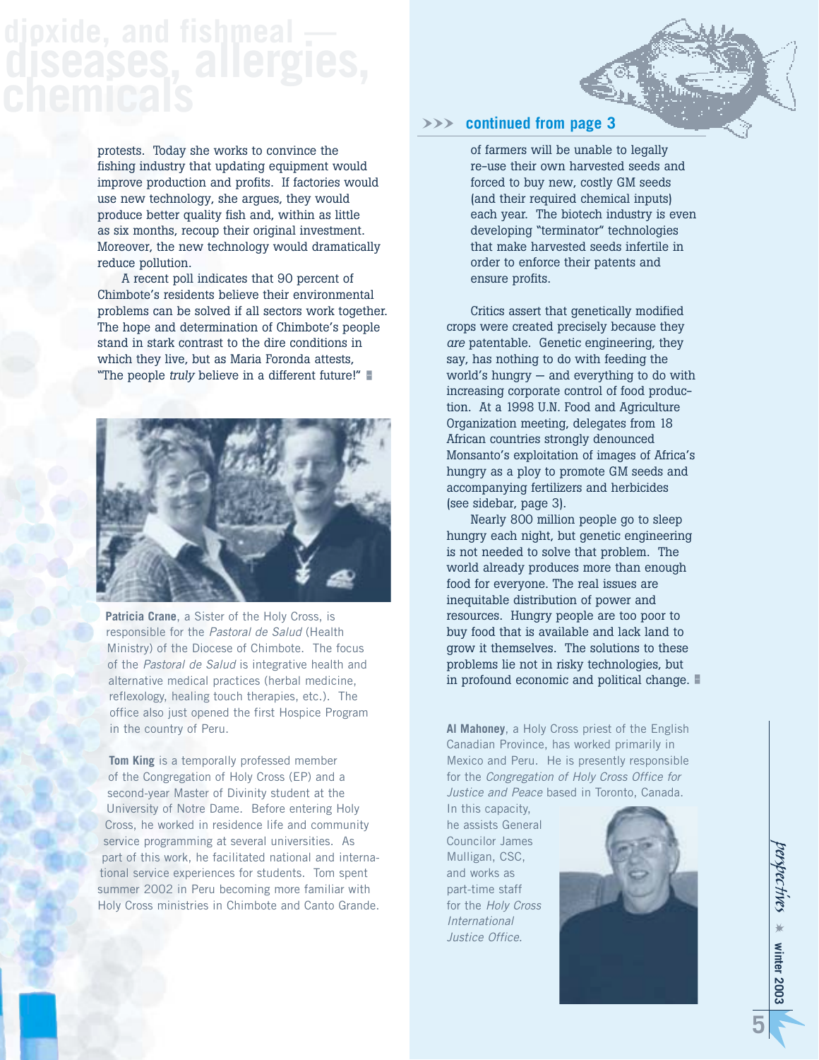# dioxide, and fishmeal — diseases, allergies, chemicals

protests. Today she works to convince the fishing industry that updating equipment would improve production and profits. If factories would use new technology, she argues, they would produce better quality fish and, within as little as six months, recoup their original investment. Moreover, the new technology would dramatically reduce pollution.

A recent poll indicates that 90 percent of Chimbote's residents believe their environmental problems can be solved if all sectors work together. The hope and determination of Chimbote's people stand in stark contrast to the dire conditions in which they live, but as Maria Foronda attests, "The people *truly* believe in a different future!"

**Patricia Crane**, a Sister of the Holy Cross, is responsible for the *Pastoral de Salud* (Health Ministry) of the Diocese of Chimbote. The focus of the *Pastoral de Salud* is integrative health and alternative medical practices (herbal medicine, reflexology, healing touch therapies, etc.). The office also just opened the first Hospice Program in the country of Peru.

**Tom King** is a temporally professed member of the Congregation of Holy Cross (EP) and a second-year Master of Divinity student at the University of Notre Dame. Before entering Holy Cross, he worked in residence life and community service programming at several universities. As part of this work, he facilitated national and international service experiences for students. Tom spent summer 2002 in Peru becoming more familiar with Holy Cross ministries in Chimbote and Canto Grande.

**>>> continued from page 3**

of farmers will be unable to legally re-use their own harvested seeds and forced to buy new, costly GM seeds (and their required chemical inputs) each year. The biotech industry is even developing "terminator" technologies that make harvested seeds infertile in order to enforce their patents and ensure profits.

Critics assert that genetically modified crops were created precisely because they *are* patentable. Genetic engineering, they say, has nothing to do with feeding the world's hungry — and everything to do with increasing corporate control of food production. At a 1998 U.N. Food and Agriculture Organization meeting, delegates from 18 African countries strongly denounced Monsanto's exploitation of images of Africa's hungry as a ploy to promote GM seeds and accompanying fertilizers and herbicides (see sidebar, page 3).

Nearly 800 million people go to sleep hungry each night, but genetic engineering is not needed to solve that problem. The world already produces more than enough food for everyone. The real issues are inequitable distribution of power and resources. Hungry people are too poor to buy food that is available and lack land to grow it themselves. The solutions to these problems lie not in risky technologies, but in profound economic and political change.

**Al Mahoney**, a Holy Cross priest of the English Canadian Province, has worked primarily in Mexico and Peru. He is presently responsible for the *Congregation of Holy Cross Office for Justice and Peace* based in Toronto, Canada. In this capacity, he assists General Councilor James Mulligan, CSC, and works as part-time staff for the *Holy Cross International Justice Office.*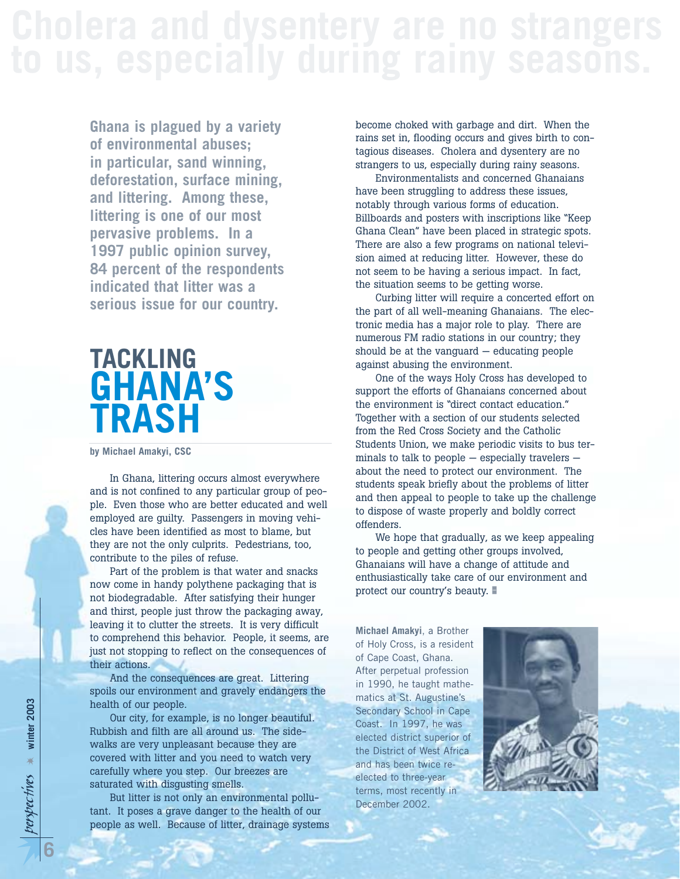# Cholera and dysentery are no strangers to us, especially during rainy seasons.

**Ghana is plagued by a variety of environmental abuses; in particular, sand winning, deforestation, surface mining, and littering. Among these, littering is one of our most pervasive problems. In a 1997 public opinion survey, 84 percent of the respondents indicated that litter was a serious issue for our country.**

## TACKLING GHANA'S TRASH

**by Michael Amakyi, CSC**

In Ghana, littering occurs almost everywhere and is not confined to any particular group of people. Even those who are better educated and well employed are guilty. Passengers in moving vehicles have been identified as most to blame, but they are not the only culprits. Pedestrians, too, contribute to the piles of refuse.

Part of the problem is that water and snacks now come in handy polythene packaging that is not biodegradable. After satisfying their hunger and thirst, people just throw the packaging away, leaving it to clutter the streets. It is very difficult to comprehend this behavior. People, it seems, are just not stopping to reflect on the consequences of their actions.

And the consequences are great. Littering spoils our environment and gravely endangers the health of our people.

Our city, for example, is no longer beautiful. Rubbish and filth are all around us. The sidewalks are very unpleasant because they are covered with litter and you need to watch very carefully where you step. Our breezes are saturated with disgusting smells.

But litter is not only an environmental pollutant. It poses a grave danger to the health of our people as well. Because of litter, drainage systems become choked with garbage and dirt. When the rains set in, flooding occurs and gives birth to contagious diseases. Cholera and dysentery are no strangers to us, especially during rainy seasons.

Environmentalists and concerned Ghanaians have been struggling to address these issues, notably through various forms of education. Billboards and posters with inscriptions like "Keep Ghana Clean" have been placed in strategic spots. There are also a few programs on national television aimed at reducing litter. However, these do not seem to be having a serious impact. In fact, the situation seems to be getting worse.

Curbing litter will require a concerted effort on the part of all well-meaning Ghanaians. The electronic media has a major role to play. There are numerous FM radio stations in our country; they should be at the vanguard — educating people against abusing the environment.

One of the ways Holy Cross has developed to support the efforts of Ghanaians concerned about the environment is "direct contact education." Together with a section of our students selected from the Red Cross Society and the Catholic Students Union, we make periodic visits to bus terminals to talk to people — especially travelers — about the need to protect our environment. The students speak briefly about the problems of litter and then appeal to people to take up the challenge to dispose of waste properly and boldly correct offenders.

We hope that gradually, as we keep appealing to people and getting other groups involved, Ghanaians will have a change of attitude and enthusiastically take care of our environment and protect our country's beauty.

**Michael Amakyi**, a Brother of Holy Cross, is a resident of Cape Coast, Ghana. After perpetual profession in 1990, he taught mathematics at St. Augustine's Secondary School in Cape Coast. In 1997, he was elected district superior of the District of West Africa and has been twice re-elected to three-year terms, most recently in December 2002.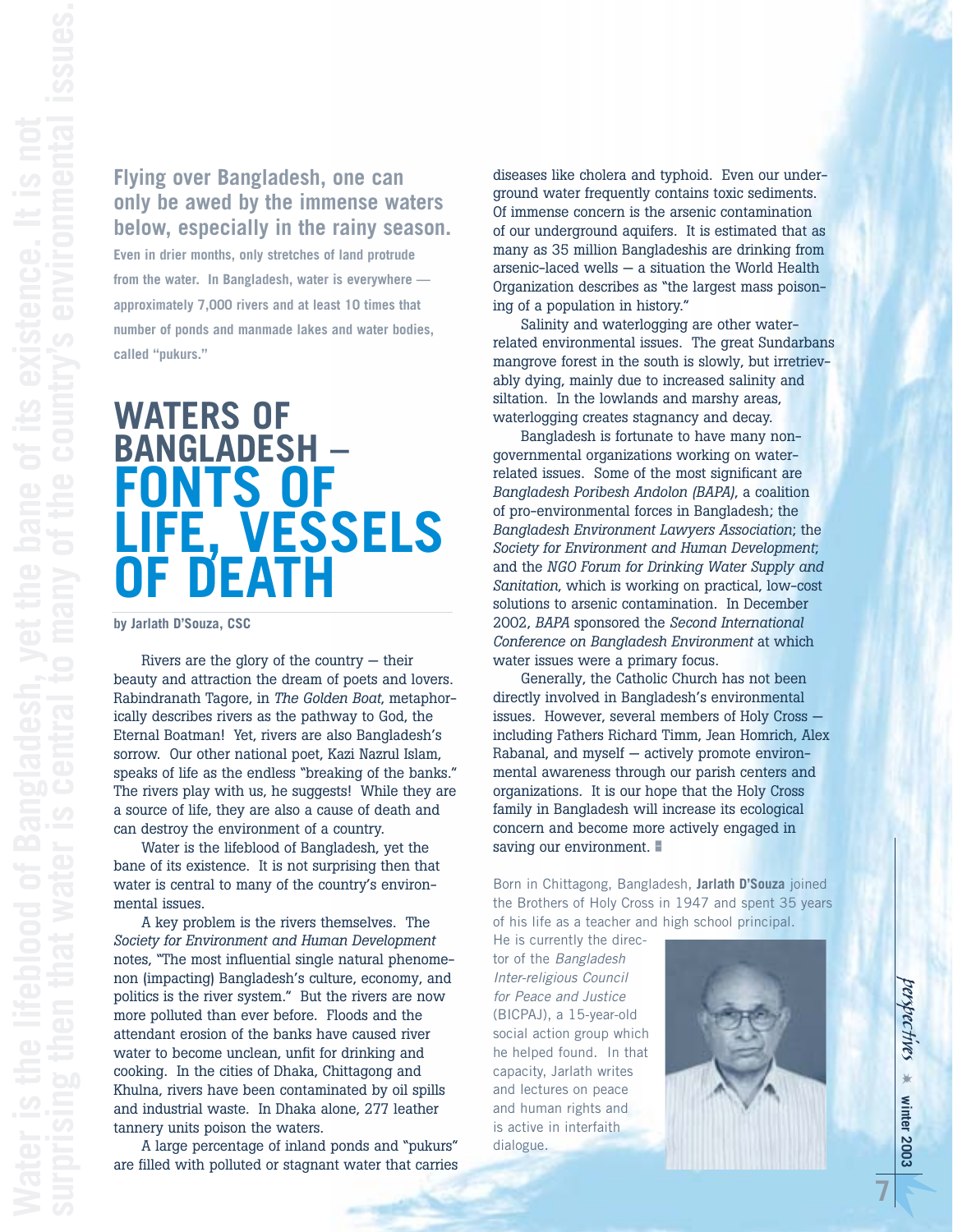**Flying over Bangladesh, one can only be awed by the immense waters below, especially in the rainy season.**

**Even in drier months, only stretches of land protrude from the water. In Bangladesh, water is everywhere — approximately 7,000 rivers and at least 10 times that number of ponds and manmade lakes and water bodies, called "pukurs."**

# WATERS OF BANGLADESH – FONTS OF LIFE, VESSELS OF DEATH

**by Jarlath D'Souza, CSC**

Rivers are the glory of the country — their beauty and attraction the dream of poets and lovers. Rabindranath Tagore, in *The Golden Boat,* metaphorically describes rivers as the pathway to God, the Eternal Boatman! Yet, rivers are also Bangladesh's sorrow. Our other national poet, Kazi Nazrul Islam, speaks of life as the endless "breaking of the banks." The rivers play with us, he suggests! While they are a source of life, they are also a cause of death and can destroy the environment of a country.

Water is the lifeblood of Bangladesh, yet the bane of its existence. It is not surprising then that water is central to many of the country's environmental issues.

A key problem is the rivers themselves. The *Society for Environment and Human Development* notes, "The most influential single natural phenomenon (impacting) Bangladesh's culture, economy, and politics is the river system." But the rivers are now more polluted than ever before. Floods and the attendant erosion of the banks have caused river water to become unclean, unfit for drinking and cooking. In the cities of Dhaka, Chittagong and Khulna, rivers have been contaminated by oil spills and industrial waste. In Dhaka alone, 277 leather tannery units poison the waters.

A large percentage of inland ponds and "pukurs" are filled with polluted or stagnant water that carries diseases like cholera and typhoid. Even our underground water frequently contains toxic sediments. Of immense concern is the arsenic contamination of our underground aquifers. It is estimated that as many as 35 million Bangladeshis are drinking from arsenic-laced wells — a situation the World Health Organization describes as "the largest mass poisoning of a population in history."

Salinity and waterlogging are other water-related environmental issues. The great Sundarbans mangrove forest in the south is slowly, but irretrievably dying, mainly due to increased salinity and siltation. In the lowlands and marshy areas, waterlogging creates stagnancy and decay.

Bangladesh is fortunate to have many non-governmental organizations working on water-related issues. Some of the most significant are *Bangladesh Poribesh Andolon (BAPA),* a coalition of pro-environmental forces in Bangladesh; the *Bangladesh Environment Lawyers Association*; the *Society for Environment and Human Development*; and the *NGO Forum for Drinking Water Supply and Sanitation*, which is working on practical, low-cost solutions to arsenic contamination. In December 2002, *BAPA* sponsored the *Second International Conference on Bangladesh Environment* at which water issues were a primary focus.

Generally, the Catholic Church has not been directly involved in Bangladesh's environmental issues. However, several members of Holy Cross — including Fathers Richard Timm, Jean Homrich, Alex Rabanal, and myself — actively promote environmental awareness through our parish centers and organizations. It is our hope that the Holy Cross family in Bangladesh will increase its ecological concern and become more actively engaged in saving our environment.

Born in Chittagong, Bangladesh, **Jarlath D'Souza** joined the Brothers of Holy Cross in 1947 and spent 35 years of his life as a teacher and high school principal. He is currently the director of the *Bangladesh Inter-religious Council for Peace and Justice* (BICPAJ), a 15-year-old social action group which he helped found. In that capacity, Jarlath writes and lectures on peace and human rights and is active in interfaith dialogue.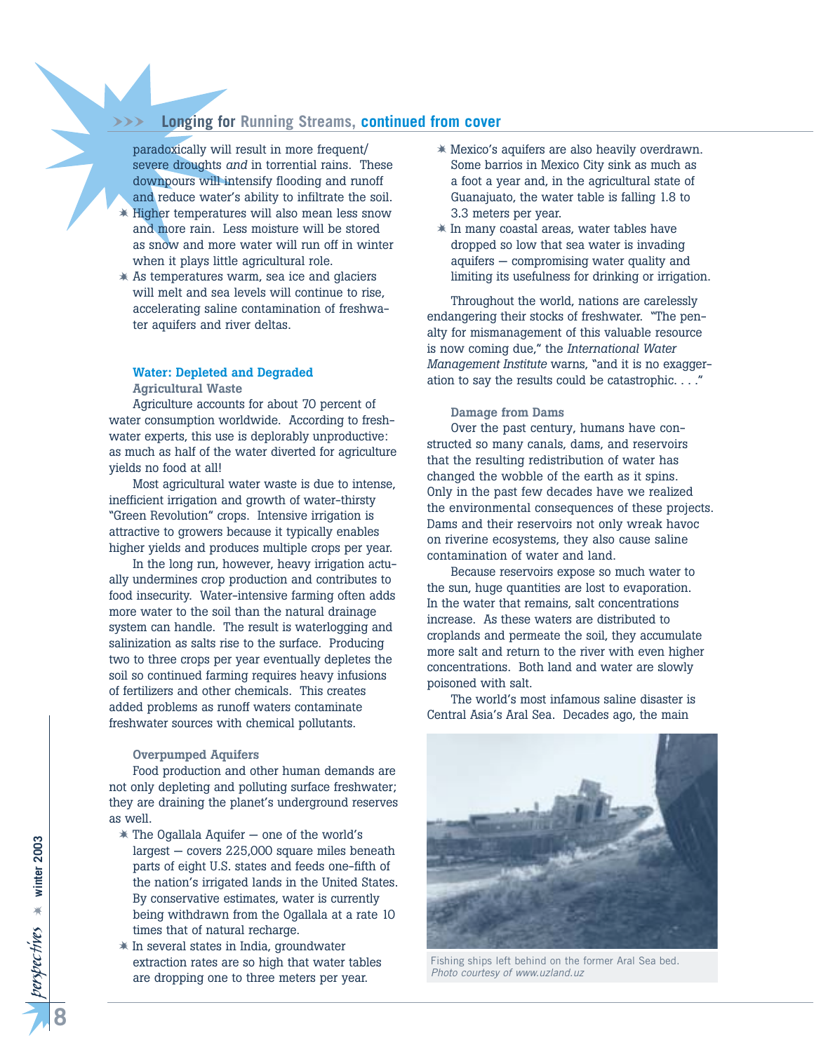### Longing for Running Streams, continued from cover

paradoxically will result in more frequent/ severe droughts *and* in torrential rains. These downpours will intensify flooding and runoff and reduce water's ability to infiltrate the soil.

- Higher temperatures will also mean less snow and more rain. Less moisture will be stored as snow and more water will run off in winter when it plays little agricultural role.
- As temperatures warm, sea ice and glaciers will melt and sea levels will continue to rise, accelerating saline contamination of freshwater aquifers and river deltas.

## Water: Depleted and Degraded

### Agricultural Waste

Agriculture accounts for about 70 percent of water consumption worldwide. According to freshwater experts, this use is deplorably unproductive: as much as half of the water diverted for agriculture yields no food at all!

Most agricultural water waste is due to intense, inefficient irrigation and growth of water-thirsty "Green Revolution" crops. Intensive irrigation is attractive to growers because it typically enables higher yields and produces multiple crops per year.

In the long run, however, heavy irrigation actually undermines crop production and contributes to food insecurity. Water-intensive farming often adds more water to the soil than the natural drainage system can handle. The result is waterlogging and salinization as salts rise to the surface. Producing two to three crops per year eventually depletes the soil so continued farming requires heavy infusions of fertilizers and other chemicals. This creates added problems as runoff waters contaminate freshwater sources with chemical pollutants.

### Overpumped Aquifers

Food production and other human demands are not only depleting and polluting surface freshwater; they are draining the planet's underground reserves as well.

- The Ogallala Aquifer — one of the world's largest — covers 225,000 square miles beneath parts of eight U.S. states and feeds one-fifth of the nation's irrigated lands in the United States. By conservative estimates, water is currently being withdrawn from the Ogallala at a rate 10 times that of natural recharge.
- In several states in India, groundwater extraction rates are so high that water tables are dropping one to three meters per year.
- Mexico's aquifers are also heavily overdrawn. Some barrios in Mexico City sink as much as a foot a year and, in the agricultural state of Guanajuato, the water table is falling 1.8 to 3.3 meters per year.
- In many coastal areas, water tables have dropped so low that sea water is invading aquifers — compromising water quality and limiting its usefulness for drinking or irrigation.

Throughout the world, nations are carelessly endangering their stocks of freshwater. "The penalty for mismanagement of this valuable resource is now coming due," the *International Water Management Institute* warns, "and it is no exaggeration to say the results could be catastrophic. . . ."

### Damage from Dams

Over the past century, humans have constructed so many canals, dams, and reservoirs that the resulting redistribution of water has changed the wobble of the earth as it spins. Only in the past few decades have we realized the environmental consequences of these projects. Dams and their reservoirs not only wreak havoc on riverine ecosystems, they also cause saline contamination of water and land.

Because reservoirs expose so much water to the sun, huge quantities are lost to evaporation. In the water that remains, salt concentrations increase. As these waters are distributed to croplands and permeate the soil, they accumulate more salt and return to the river with even higher concentrations. Both land and water are slowly poisoned with salt.

The world's most infamous saline disaster is Central Asia's Aral Sea. Decades ago, the main

Fishing ships left behind on the former Aral Sea bed.
*Photo courtesy of www.uzland.uz*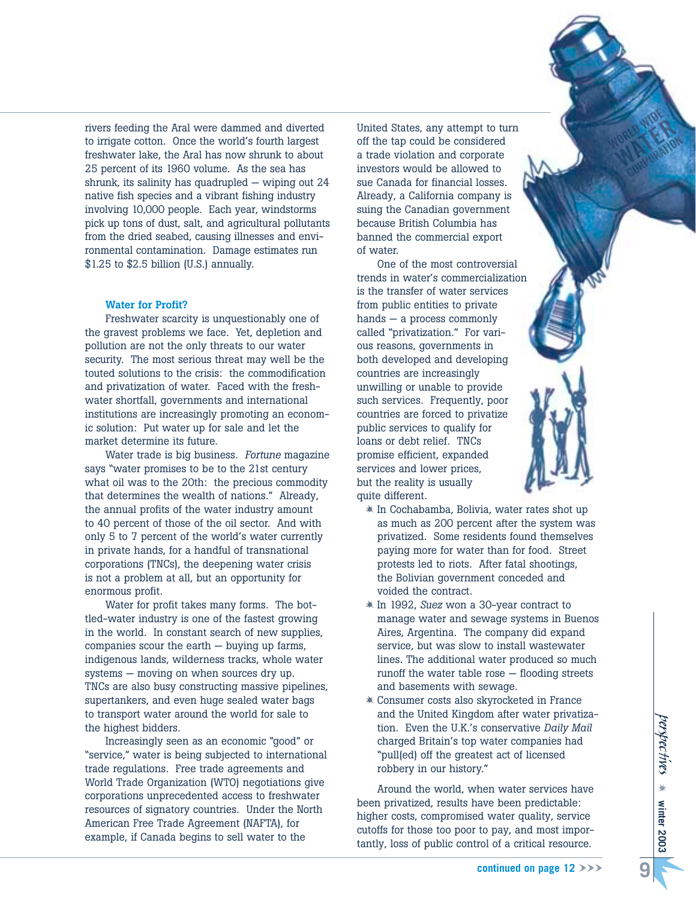rivers feeding the Aral were dammed and diverted to irrigate cotton. Once the world's fourth largest freshwater lake, the Aral has now shrunk to about 25 percent of its 1960 volume. As the sea has shrunk, its salinity has quadrupled — wiping out 24 native fish species and a vibrant fishing industry involving 10,000 people. Each year, windstorms pick up tons of dust, salt, and agricultural pollutants from the dried seabed, causing illnesses and environmental contamination. Damage estimates run $1.25 to $2.5 billion (U.S.) annually.

### Water for Profit?

Freshwater scarcity is unquestionably one of the gravest problems we face. Yet, depletion and pollution are not the only threats to our water security. The most serious threat may well be the touted solutions to the crisis: the commodification and privatization of water. Faced with the freshwater shortfall, governments and international institutions are increasingly promoting an economic solution: Put water up for sale and let the market determine its future.

Water trade is big business. *Fortune* magazine says "water promises to be to the 21st century what oil was to the 20th: the precious commodity that determines the wealth of nations." Already, the annual profits of the water industry amount to 40 percent of those of the oil sector. And with only 5 to 7 percent of the world's water currently in private hands, for a handful of transnational corporations (TNCs), the deepening water crisis is not a problem at all, but an opportunity for enormous profit.

Water for profit takes many forms. The bottled-water industry is one of the fastest growing in the world. In constant search of new supplies, companies scour the earth — buying up farms, indigenous lands, wilderness tracks, whole water systems — moving on when sources dry up. TNCs are also busy constructing massive pipelines, supertankers, and even huge sealed water bags to transport water around the world for sale to the highest bidders.

Increasingly seen as an economic "good" or "service," water is being subjected to international trade regulations. Free trade agreements and World Trade Organization (WTO) negotiations give corporations unprecedented access to freshwater resources of signatory countries. Under the North American Free Trade Agreement (NAFTA), for example, if Canada begins to sell water to the United States, any attempt to turn off the tap could be considered a trade violation and corporate investors would be allowed to sue Canada for financial losses. Already, a California company is suing the Canadian government because British Columbia has banned the commercial export of water.

One of the most controversial trends in water's commercialization is the transfer of water services from public entities to private hands — a process commonly called "privatization." For various reasons, governments in both developed and developing countries are increasingly unwilling or unable to provide such services. Frequently, poor countries are forced to privatize public services to qualify for loans or debt relief. TNCs promise efficient, expanded services and lower prices, but the reality is usually quite different.

- In Cochabamba, Bolivia, water rates shot up as much as 200 percent after the system was privatized. Some residents found themselves paying more for water than for food. Street protests led to riots. After fatal shootings, the Bolivian government conceded and voided the contract.
- In 1992, *Suez* won a 30-year contract to manage water and sewage systems in Buenos Aires, Argentina. The company did expand service, but was slow to install wastewater lines. The additional water produced so much runoff the water table rose — flooding streets and basements with sewage.
- Consumer costs also skyrocketed in France and the United Kingdom after water privatization. Even the U.K.'s conservative *Daily Mail* charged Britain's top water companies had "pull(ed) off the greatest act of licensed robbery in our history."

Around the world, when water services have been privatized, results have been predictable: higher costs, compromised water quality, service cutoffs for those too poor to pay, and most importantly, loss of public control of a critical resource.

continued on page 12 >>>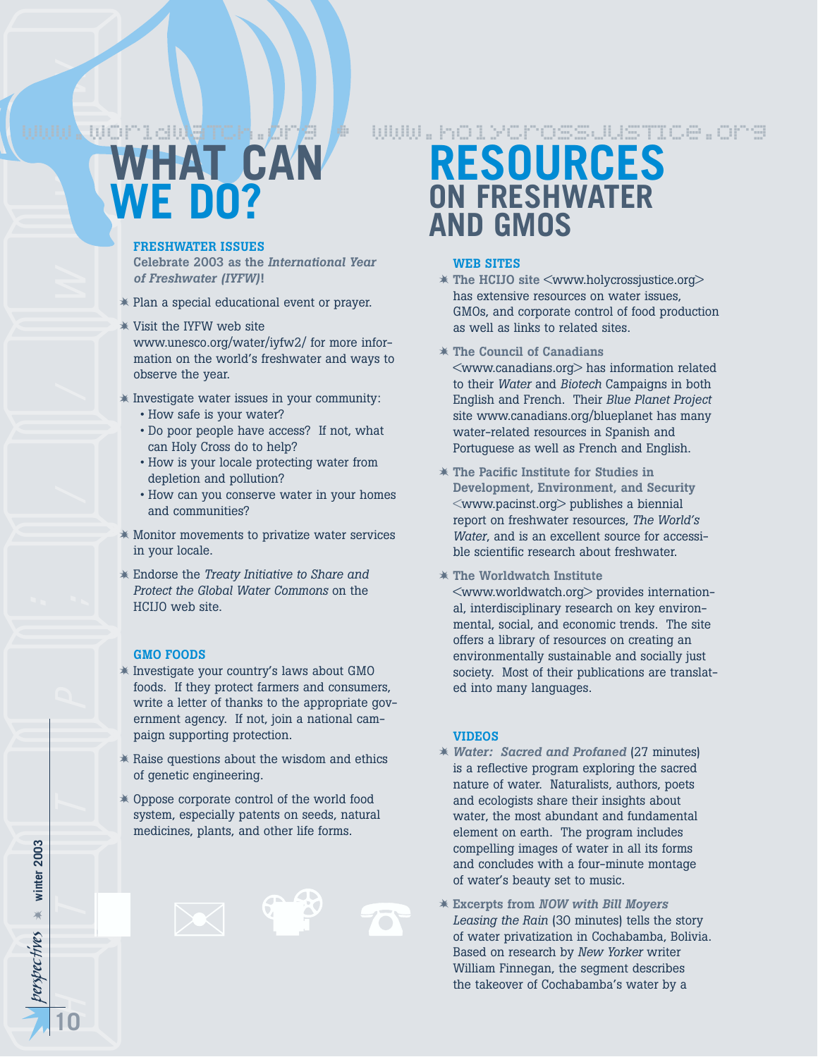# WHAT CAN WE DO?

### FRESHWATER ISSUES

**Celebrate 2003 as the *International Year of Freshwater (IYFW)*!**

- Plan a special educational event or prayer.
- Visit the IYFW web site www.unesco.org/water/iyfw2/ for more information on the world's freshwater and ways to observe the year.
- Investigate water issues in your community:
  - How safe is your water?
  - Do poor people have access? If not, what can Holy Cross do to help?
  - How is your locale protecting water from depletion and pollution?
  - How can you conserve water in your homes and communities?
- Monitor movements to privatize water services in your locale.
- Endorse the *Treaty Initiative to Share and Protect the Global Water Commons* on the HCIJO web site.

### GMO FOODS

- Investigate your country's laws about GMO foods. If they protect farmers and consumers, write a letter of thanks to the appropriate government agency. If not, join a national campaign supporting protection.
- Raise questions about the wisdom and ethics of genetic engineering.
- Oppose corporate control of the world food system, especially patents on seeds, natural medicines, plants, and other life forms.

# RESOURCES ON FRESHWATER AND GMOS

### WEB SITES

- **The HCIJO site** <www.holycrossjustice.org> has extensive resources on water issues, GMOs, and corporate control of food production as well as links to related sites.
- **The Council of Canadians** <www.canadians.org> has information related to their *Water* and *Biotech* Campaigns in both English and French. Their *Blue Planet Project* site www.canadians.org/blueplanet has many water-related resources in Spanish and Portuguese as well as French and English.
- **The Pacific Institute for Studies in Development, Environment, and Security** <www.pacinst.org> publishes a biennial report on freshwater resources, *The World's Water*, and is an excellent source for accessible scientific research about freshwater.
- **The Worldwatch Institute** <www.worldwatch.org> provides international, interdisciplinary research on key environmental, social, and economic trends. The site offers a library of resources on creating an environmentally sustainable and socially just society. Most of their publications are translated into many languages.

### VIDEOS

- ***Water: Sacred and Profaned*** (27 minutes) is a reflective program exploring the sacred nature of water. Naturalists, authors, poets and ecologists share their insights about water, the most abundant and fundamental element on earth. The program includes compelling images of water in all its forms and concludes with a four-minute montage of water's beauty set to music.
- **Excerpts from *NOW with Bill Moyers*** *Leasing the Rain* (30 minutes) tells the story of water privatization in Cochabamba, Bolivia. Based on research by *New Yorker* writer William Finnegan, the segment describes the takeover of Cochabamba's water by a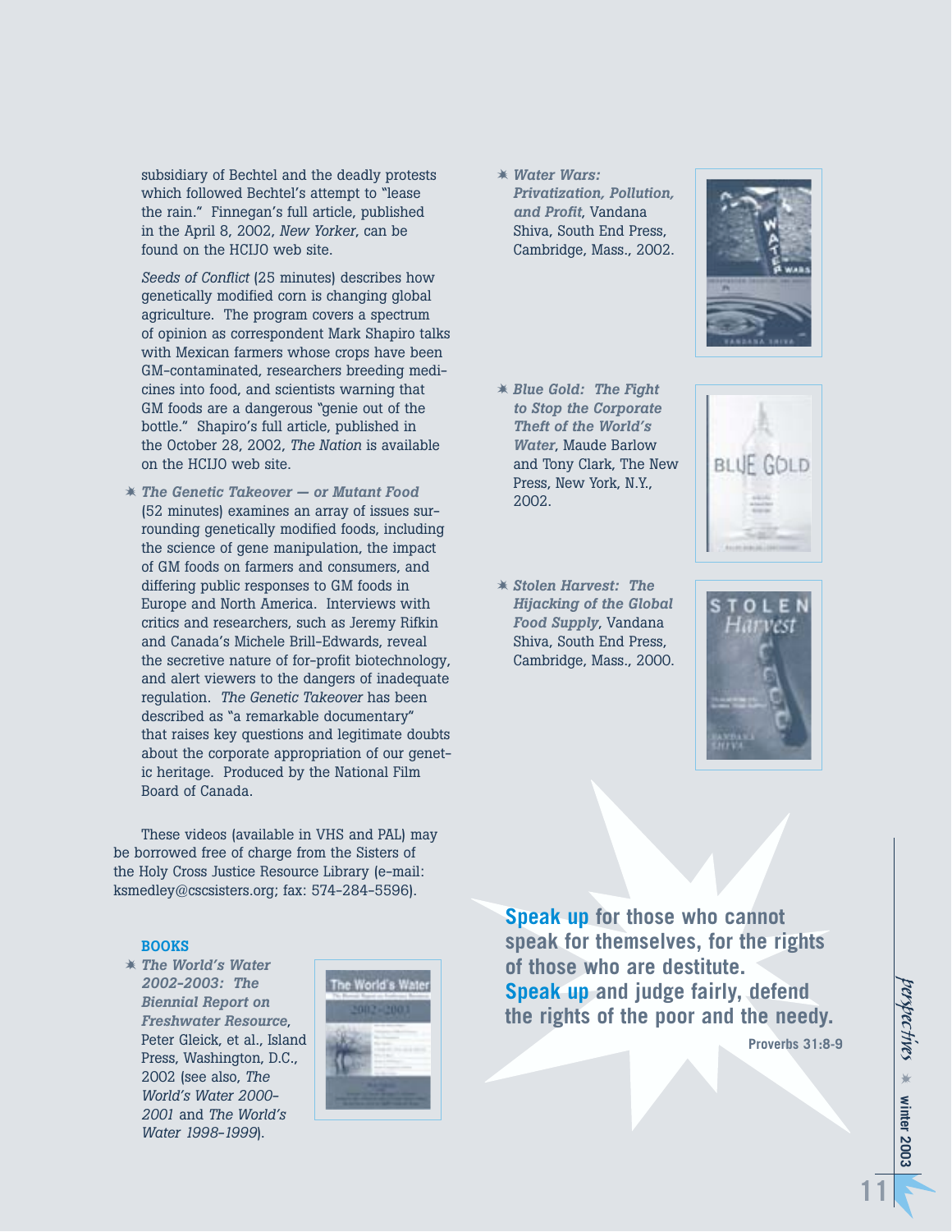subsidiary of Bechtel and the deadly protests which followed Bechtel's attempt to "lease the rain." Finnegan's full article, published in the April 8, 2002, *New Yorker*, can be found on the HCIJO web site.

*Seeds of Conflict* (25 minutes) describes how genetically modified corn is changing global agriculture. The program covers a spectrum of opinion as correspondent Mark Shapiro talks with Mexican farmers whose crops have been GM-contaminated, researchers breeding medicines into food, and scientists warning that GM foods are a dangerous "genie out of the bottle." Shapiro's full article, published in the October 28, 2002, *The Nation* is available on the HCIJO web site.

- ***The Genetic Takeover — or Mutant Food*** (52 minutes) examines an array of issues surrounding genetically modified foods, including the science of gene manipulation, the impact of GM foods on farmers and consumers, and differing public responses to GM foods in Europe and North America. Interviews with critics and researchers, such as Jeremy Rifkin and Canada's Michele Brill-Edwards, reveal the secretive nature of for-profit biotechnology, and alert viewers to the dangers of inadequate regulation. *The Genetic Takeover* has been described as "a remarkable documentary" that raises key questions and legitimate doubts about the corporate appropriation of our genetic heritage. Produced by the National Film Board of Canada.

These videos (available in VHS and PAL) may be borrowed free of charge from the Sisters of the Holy Cross Justice Resource Library (e-mail: ksmedley@cscsisters.org; fax: 574-284-5596).

### BOOKS

- ***The World's Water 2002-2003: The Biennial Report on Freshwater Resource***, Peter Gleick, et al., Island Press, Washington, D.C., 2002 (see also, *The World's Water 2000-2001* and *The World's Water 1998-1999*).
- ***Water Wars: Privatization, Pollution, and Profit***, Vandana Shiva, South End Press, Cambridge, Mass., 2002.
- ***Blue Gold: The Fight to Stop the Corporate Theft of the World's Water***, Maude Barlow and Tony Clark, The New Press, New York, N.Y., 2002.
- ***Stolen Harvest: The Hijacking of the Global Food Supply***, Vandana Shiva, South End Press, Cambridge, Mass., 2000.

**Speak up for those who cannot speak for themselves, for the rights of those who are destitute. Speak up and judge fairly, defend the rights of the poor and the needy.**

**Proverbs 31:8-9**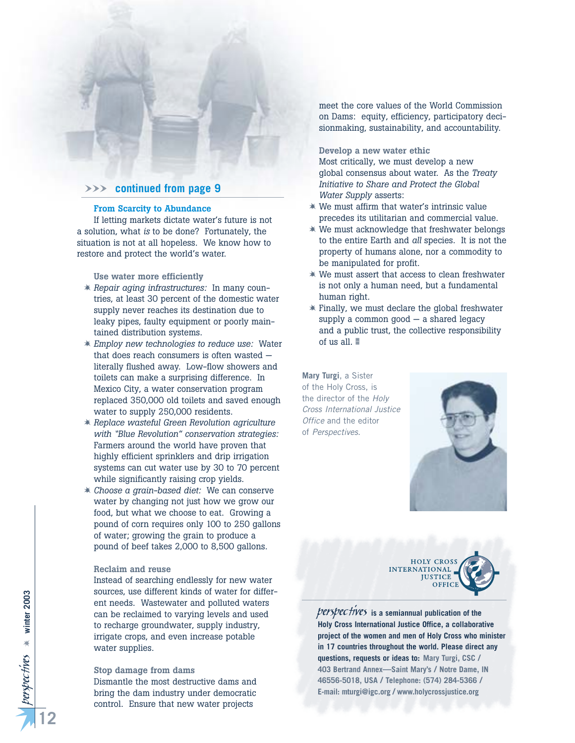>>> **continued from page 9**

### From Scarcity to Abundance

If letting markets dictate water's future is not a solution, what *is* to be done? Fortunately, the situation is not at all hopeless. We know how to restore and protect the world's water.

#### Use water more efficiently

- *Repair aging infrastructures:* In many countries, at least 30 percent of the domestic water supply never reaches its destination due to leaky pipes, faulty equipment or poorly maintained distribution systems.
- *Employ new technologies to reduce use:* Water that does reach consumers is often wasted — literally flushed away. Low-flow showers and toilets can make a surprising difference. In Mexico City, a water conservation program replaced 350,000 old toilets and saved enough water to supply 250,000 residents.
- *Replace wasteful Green Revolution agriculture with "Blue Revolution" conservation strategies:* Farmers around the world have proven that highly efficient sprinklers and drip irrigation systems can cut water use by 30 to 70 percent while significantly raising crop yields.
- *Choose a grain-based diet:* We can conserve water by changing not just how we grow our food, but what we choose to eat. Growing a pound of corn requires only 100 to 250 gallons of water; growing the grain to produce a pound of beef takes 2,000 to 8,500 gallons.

#### Reclaim and reuse

Instead of searching endlessly for new water sources, use different kinds of water for different needs. Wastewater and polluted waters can be reclaimed to varying levels and used to recharge groundwater, supply industry, irrigate crops, and even increase potable water supplies.

#### Stop damage from dams

Dismantle the most destructive dams and bring the dam industry under democratic control. Ensure that new water projects meet the core values of the World Commission on Dams: equity, efficiency, participatory decisionmaking, sustainability, and accountability.

#### Develop a new water ethic

Most critically, we must develop a new global consensus about water. As the *Treaty Initiative to Share and Protect the Global Water Supply* asserts:

- We must affirm that water's intrinsic value precedes its utilitarian and commercial value.
- We must acknowledge that freshwater belongs to the entire Earth and *all* species. It is not the property of humans alone, nor a commodity to be manipulated for profit.
- We must assert that access to clean freshwater is not only a human need, but a fundamental human right.
- Finally, we must declare the global freshwater supply a common good — a shared legacy and a public trust, the collective responsibility of us all.

**Mary Turgi**, a Sister of the Holy Cross, is the director of the *Holy Cross International Justice Office* and the editor of *Perspectives.*

HOLY CROSS INTERNATIONAL JUSTICE OFFICE

***perspectives*** **is a semiannual publication of the Holy Cross International Justice Office, a collaborative project of the women and men of Holy Cross who minister in 17 countries throughout the world. Please direct any questions, requests or ideas to:** Mary Turgi, CSC / 403 Bertrand Annex—Saint Mary's / Notre Dame, IN 46556-5018, USA / Telephone: (574) 284-5366 / E-mail: mturgi@igc.org / www.holycrossjustice.org